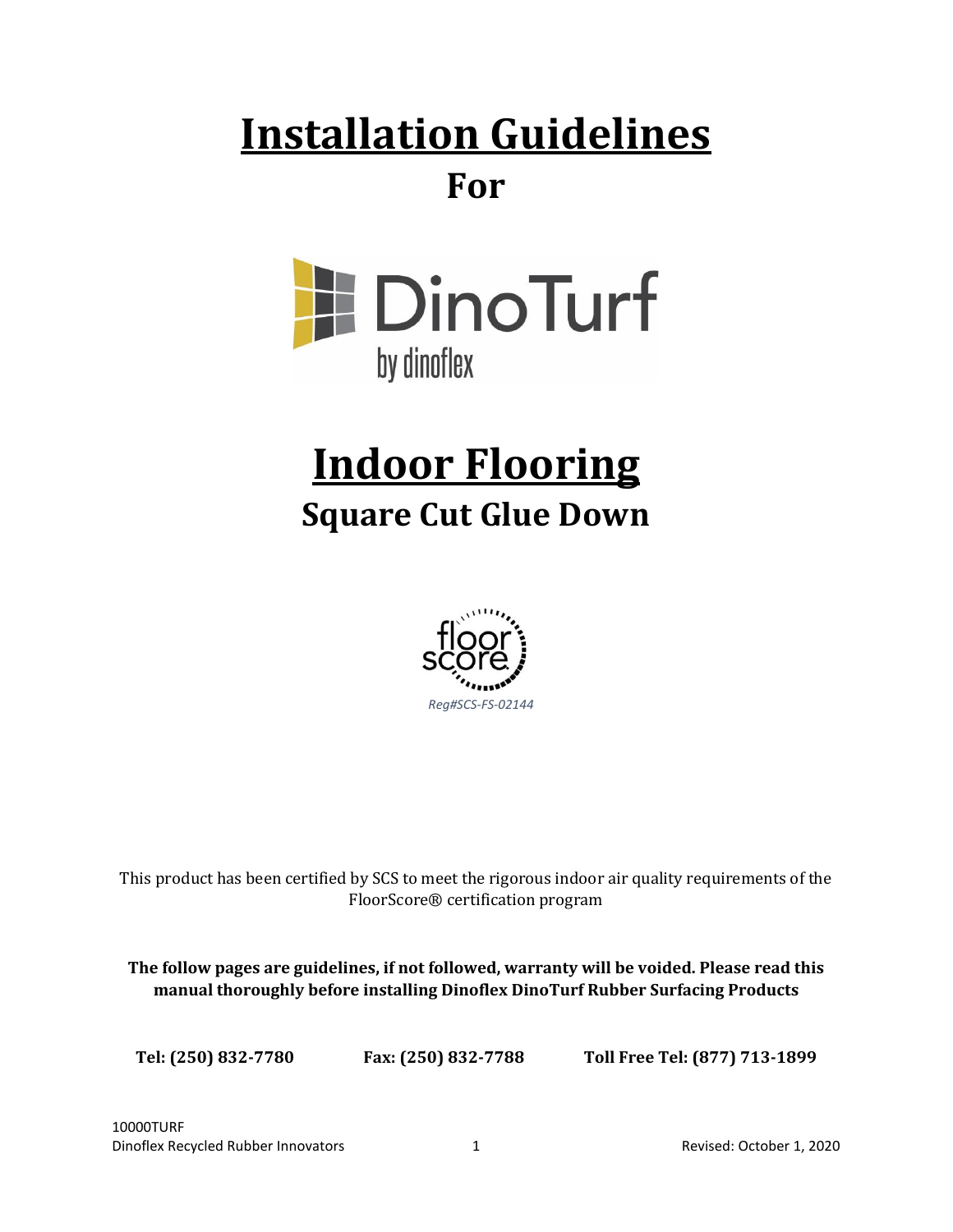# Installation Guidelines

## For

DinoTurf
by dinoflex

# Indoor Flooring

## Square Cut Glue Down

floor score

*Reg#SCS-FS-02144*

This product has been certified by SCS to meet the rigorous indoor air quality requirements of the FloorScore® certification program

**The follow pages are guidelines, if not followed, warranty will be voided. Please read this manual thoroughly before installing Dinoflex DinoTurf Rubber Surfacing Products**

**Tel: (250) 832-7780** **Fax: (250) 832-7788** **Toll Free Tel: (877) 713-1899**

10000TURF
Dinoflex Recycled Rubber Innovators
Revised: October 1, 2020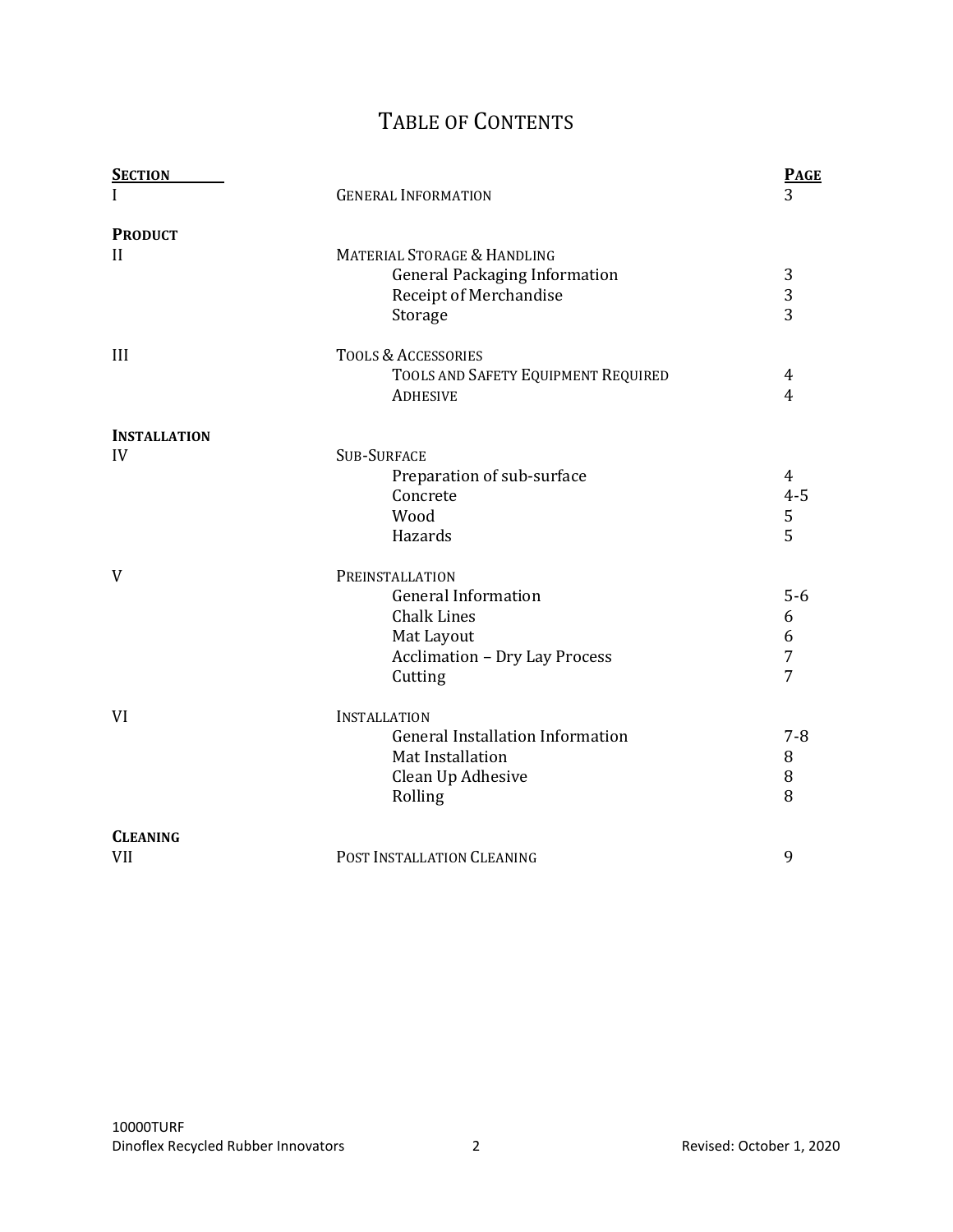# TABLE OF CONTENTS

| **SECTION** | | **PAGE** |
|---|---|---|
| I | GENERAL INFORMATION | 3 |
| **PRODUCT** | | |
| II | MATERIAL STORAGE & HANDLING | |
| | General Packaging Information | 3 |
| | Receipt of Merchandise | 3 |
| | Storage | 3 |
| III | TOOLS & ACCESSORIES | |
| | TOOLS AND SAFETY EQUIPMENT REQUIRED | 4 |
| | ADHESIVE | 4 |
| **INSTALLATION** | | |
| IV | SUB-SURFACE | |
| | Preparation of sub-surface | 4 |
| | Concrete | 4-5 |
| | Wood | 5 |
| | Hazards | 5 |
| V | PREINSTALLATION | |
| | General Information | 5-6 |
| | Chalk Lines | 6 |
| | Mat Layout | 6 |
| | Acclimation – Dry Lay Process | 7 |
| | Cutting | 7 |
| VI | INSTALLATION | |
| | General Installation Information | 7-8 |
| | Mat Installation | 8 |
| | Clean Up Adhesive | 8 |
| | Rolling | 8 |
| **CLEANING** | | |
| VII | POST INSTALLATION CLEANING | 9 |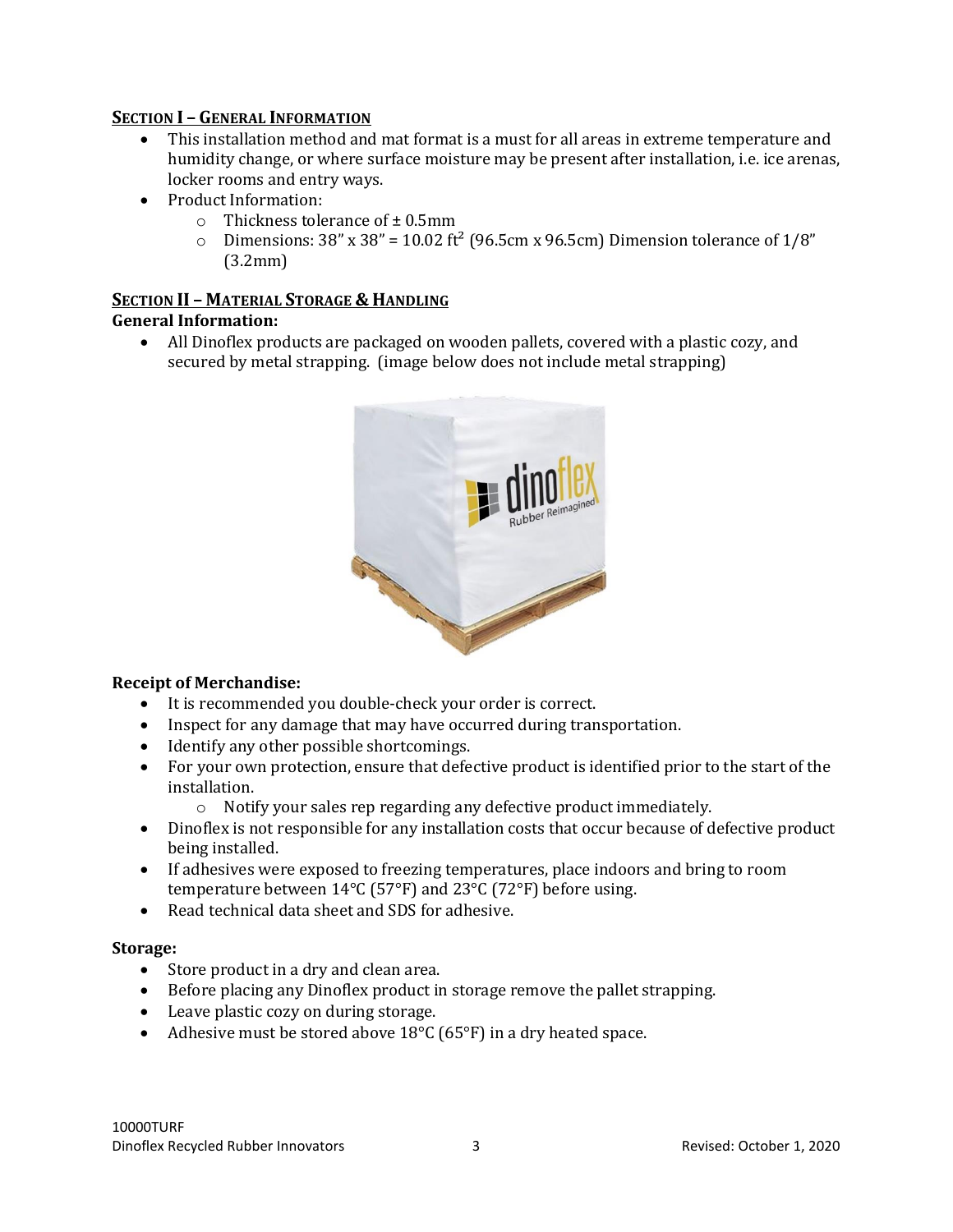## SECTION I – GENERAL INFORMATION

- This installation method and mat format is a must for all areas in extreme temperature and humidity change, or where surface moisture may be present after installation, i.e. ice arenas, locker rooms and entry ways.
- Product Information:
  - Thickness tolerance of ± 0.5mm
  - Dimensions: 38" x 38" = 10.02 ft² (96.5cm x 96.5cm) Dimension tolerance of 1/8" (3.2mm)

## SECTION II – MATERIAL STORAGE & HANDLING

**General Information:**

- All Dinoflex products are packaged on wooden pallets, covered with a plastic cozy, and secured by metal strapping. (image below does not include metal strapping)

**Receipt of Merchandise:**

- It is recommended you double-check your order is correct.
- Inspect for any damage that may have occurred during transportation.
- Identify any other possible shortcomings.
- For your own protection, ensure that defective product is identified prior to the start of the installation.
  - Notify your sales rep regarding any defective product immediately.
- Dinoflex is not responsible for any installation costs that occur because of defective product being installed.
- If adhesives were exposed to freezing temperatures, place indoors and bring to room temperature between 14°C (57°F) and 23°C (72°F) before using.
- Read technical data sheet and SDS for adhesive.

**Storage:**

- Store product in a dry and clean area.
- Before placing any Dinoflex product in storage remove the pallet strapping.
- Leave plastic cozy on during storage.
- Adhesive must be stored above 18°C (65°F) in a dry heated space.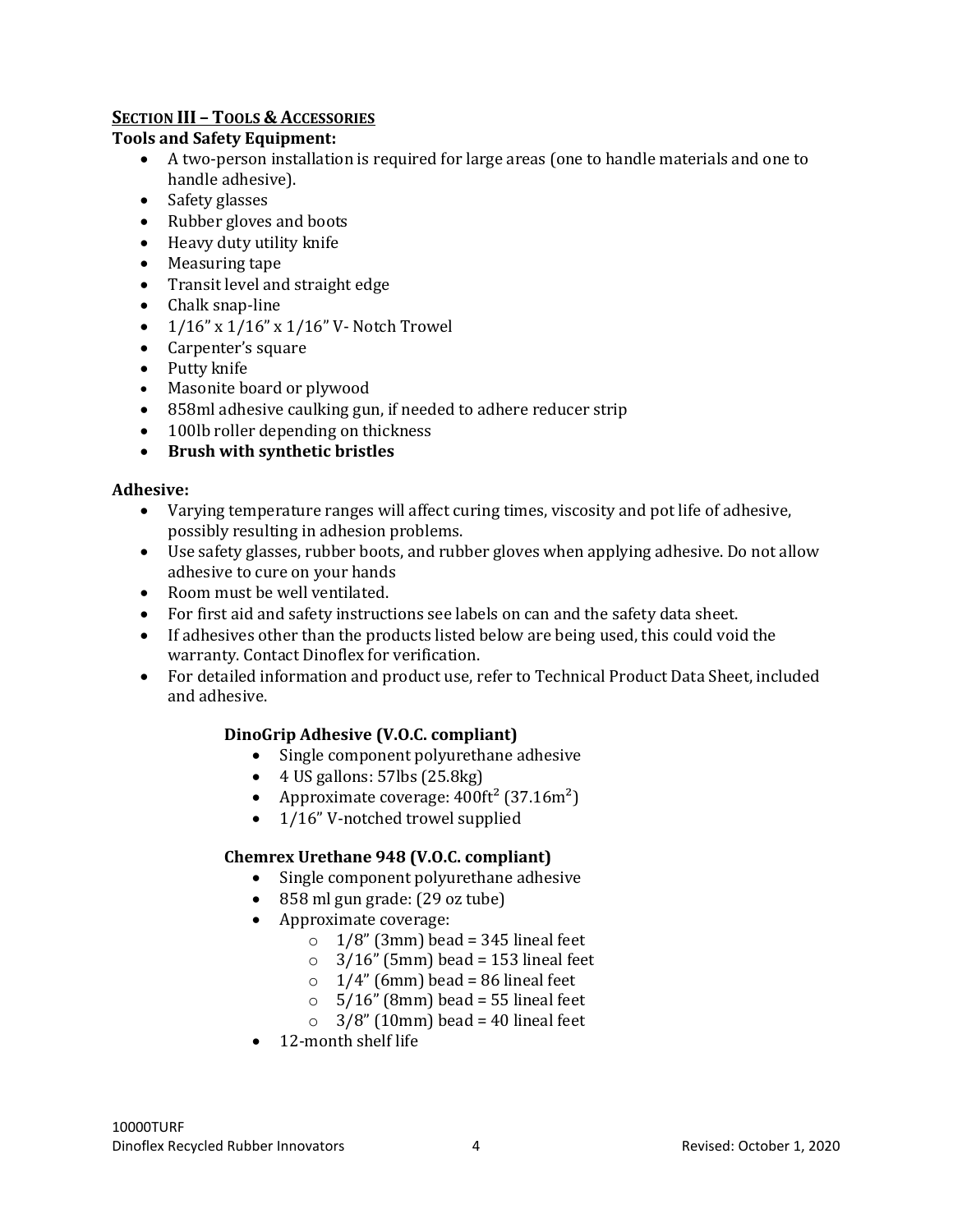## SECTION III – TOOLS & ACCESSORIES

**Tools and Safety Equipment:**

- A two-person installation is required for large areas (one to handle materials and one to handle adhesive).
- Safety glasses
- Rubber gloves and boots
- Heavy duty utility knife
- Measuring tape
- Transit level and straight edge
- Chalk snap-line
- 1/16" x 1/16" x 1/16" V- Notch Trowel
- Carpenter's square
- Putty knife
- Masonite board or plywood
- 858ml adhesive caulking gun, if needed to adhere reducer strip
- 100lb roller depending on thickness
- **Brush with synthetic bristles**

**Adhesive:**

- Varying temperature ranges will affect curing times, viscosity and pot life of adhesive, possibly resulting in adhesion problems.
- Use safety glasses, rubber boots, and rubber gloves when applying adhesive. Do not allow adhesive to cure on your hands
- Room must be well ventilated.
- For first aid and safety instructions see labels on can and the safety data sheet.
- If adhesives other than the products listed below are being used, this could void the warranty. Contact Dinoflex for verification.
- For detailed information and product use, refer to Technical Product Data Sheet, included and adhesive.

**DinoGrip Adhesive (V.O.C. compliant)**

- Single component polyurethane adhesive
- 4 US gallons: 57lbs (25.8kg)
- Approximate coverage: 400ft² (37.16m²)
- 1/16" V-notched trowel supplied

**Chemrex Urethane 948 (V.O.C. compliant)**

- Single component polyurethane adhesive
- 858 ml gun grade: (29 oz tube)
- Approximate coverage:
  - 1/8" (3mm) bead = 345 lineal feet
  - 3/16" (5mm) bead = 153 lineal feet
  - 1/4" (6mm) bead = 86 lineal feet
  - 5/16" (8mm) bead = 55 lineal feet
  - 3/8" (10mm) bead = 40 lineal feet
- 12-month shelf life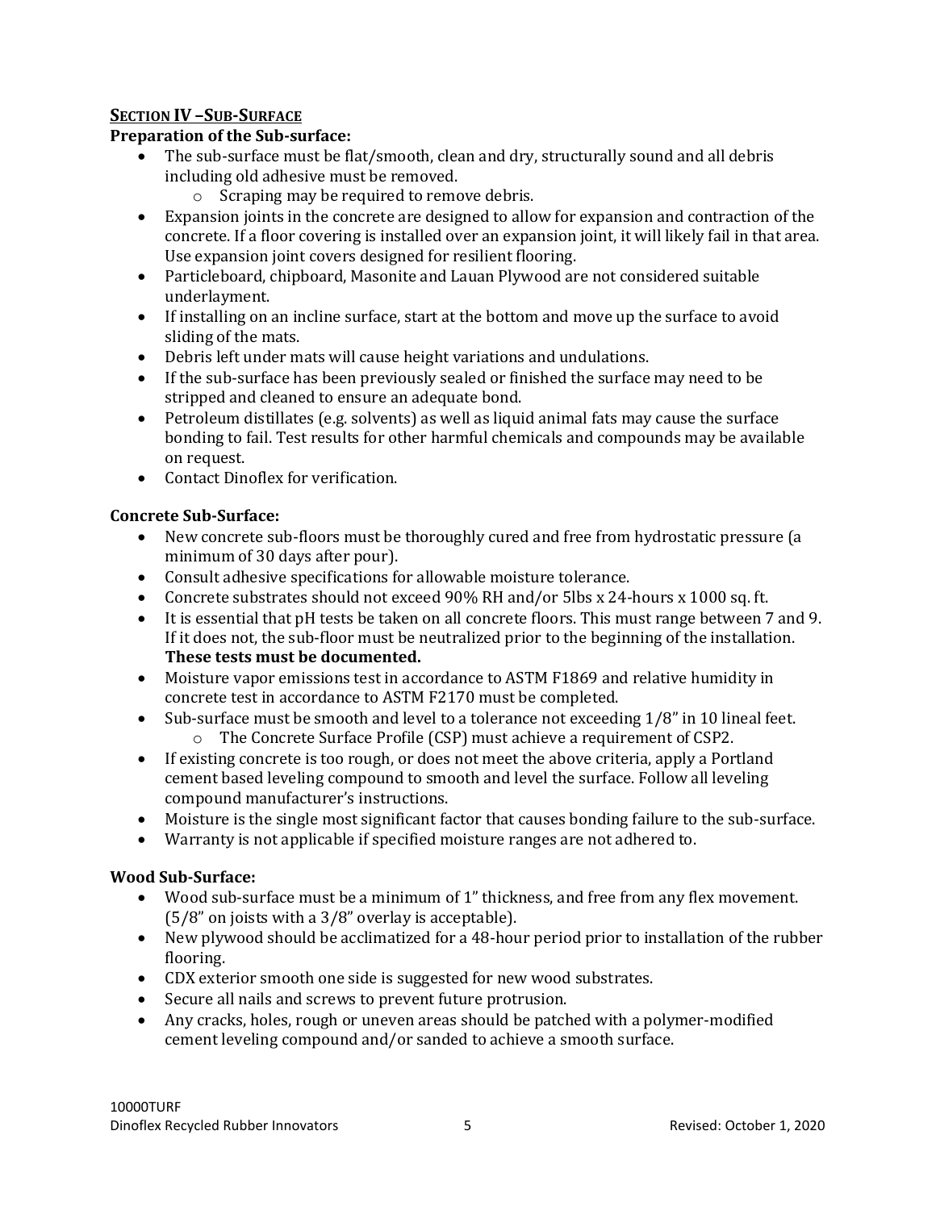## **SECTION IV – SUB-SURFACE**

**Preparation of the Sub-surface:**

- The sub-surface must be flat/smooth, clean and dry, structurally sound and all debris including old adhesive must be removed.
    - Scraping may be required to remove debris.
- Expansion joints in the concrete are designed to allow for expansion and contraction of the concrete. If a floor covering is installed over an expansion joint, it will likely fail in that area. Use expansion joint covers designed for resilient flooring.
- Particleboard, chipboard, Masonite and Lauan Plywood are not considered suitable underlayment.
- If installing on an incline surface, start at the bottom and move up the surface to avoid sliding of the mats.
- Debris left under mats will cause height variations and undulations.
- If the sub-surface has been previously sealed or finished the surface may need to be stripped and cleaned to ensure an adequate bond.
- Petroleum distillates (e.g. solvents) as well as liquid animal fats may cause the surface bonding to fail. Test results for other harmful chemicals and compounds may be available on request.
- Contact Dinoflex for verification.

**Concrete Sub-Surface:**

- New concrete sub-floors must be thoroughly cured and free from hydrostatic pressure (a minimum of 30 days after pour).
- Consult adhesive specifications for allowable moisture tolerance.
- Concrete substrates should not exceed 90% RH and/or 5lbs x 24-hours x 1000 sq. ft.
- It is essential that pH tests be taken on all concrete floors. This must range between 7 and 9. If it does not, the sub-floor must be neutralized prior to the beginning of the installation. **These tests must be documented.**
- Moisture vapor emissions test in accordance to ASTM F1869 and relative humidity in concrete test in accordance to ASTM F2170 must be completed.
- Sub-surface must be smooth and level to a tolerance not exceeding 1/8" in 10 lineal feet.
    - The Concrete Surface Profile (CSP) must achieve a requirement of CSP2.
- If existing concrete is too rough, or does not meet the above criteria, apply a Portland cement based leveling compound to smooth and level the surface. Follow all leveling compound manufacturer's instructions.
- Moisture is the single most significant factor that causes bonding failure to the sub-surface.
- Warranty is not applicable if specified moisture ranges are not adhered to.

**Wood Sub-Surface:**

- Wood sub-surface must be a minimum of 1" thickness, and free from any flex movement. (5/8" on joists with a 3/8" overlay is acceptable).
- New plywood should be acclimatized for a 48-hour period prior to installation of the rubber flooring.
- CDX exterior smooth one side is suggested for new wood substrates.
- Secure all nails and screws to prevent future protrusion.
- Any cracks, holes, rough or uneven areas should be patched with a polymer-modified cement leveling compound and/or sanded to achieve a smooth surface.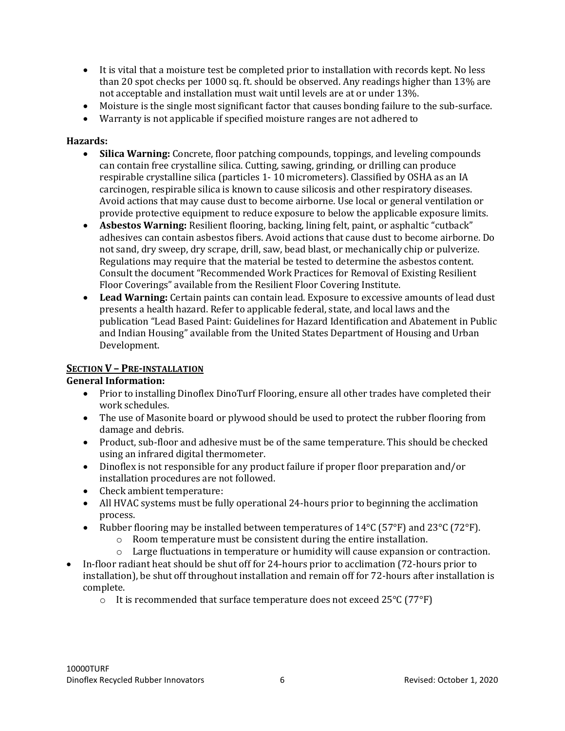- It is vital that a moisture test be completed prior to installation with records kept. No less than 20 spot checks per 1000 sq. ft. should be observed. Any readings higher than 13% are not acceptable and installation must wait until levels are at or under 13%.
- Moisture is the single most significant factor that causes bonding failure to the sub-surface.
- Warranty is not applicable if specified moisture ranges are not adhered to

**Hazards:**

- **Silica Warning:** Concrete, floor patching compounds, toppings, and leveling compounds can contain free crystalline silica. Cutting, sawing, grinding, or drilling can produce respirable crystalline silica (particles 1- 10 micrometers). Classified by OSHA as an IA carcinogen, respirable silica is known to cause silicosis and other respiratory diseases. Avoid actions that may cause dust to become airborne. Use local or general ventilation or provide protective equipment to reduce exposure to below the applicable exposure limits.
- **Asbestos Warning:** Resilient flooring, backing, lining felt, paint, or asphaltic "cutback" adhesives can contain asbestos fibers. Avoid actions that cause dust to become airborne. Do not sand, dry sweep, dry scrape, drill, saw, bead blast, or mechanically chip or pulverize. Regulations may require that the material be tested to determine the asbestos content. Consult the document "Recommended Work Practices for Removal of Existing Resilient Floor Coverings" available from the Resilient Floor Covering Institute.
- **Lead Warning:** Certain paints can contain lead. Exposure to excessive amounts of lead dust presents a health hazard. Refer to applicable federal, state, and local laws and the publication "Lead Based Paint: Guidelines for Hazard Identification and Abatement in Public and Indian Housing" available from the United States Department of Housing and Urban Development.

## SECTION V – PRE-INSTALLATION

**General Information:**

- Prior to installing Dinoflex DinoTurf Flooring, ensure all other trades have completed their work schedules.
- The use of Masonite board or plywood should be used to protect the rubber flooring from damage and debris.
- Product, sub-floor and adhesive must be of the same temperature. This should be checked using an infrared digital thermometer.
- Dinoflex is not responsible for any product failure if proper floor preparation and/or installation procedures are not followed.
- Check ambient temperature:
- All HVAC systems must be fully operational 24-hours prior to beginning the acclimation process.
- Rubber flooring may be installed between temperatures of 14°C (57°F) and 23°C (72°F).
  - Room temperature must be consistent during the entire installation.
  - Large fluctuations in temperature or humidity will cause expansion or contraction.
- In-floor radiant heat should be shut off for 24-hours prior to acclimation (72-hours prior to installation), be shut off throughout installation and remain off for 72-hours after installation is complete.
  - It is recommended that surface temperature does not exceed 25°C (77°F)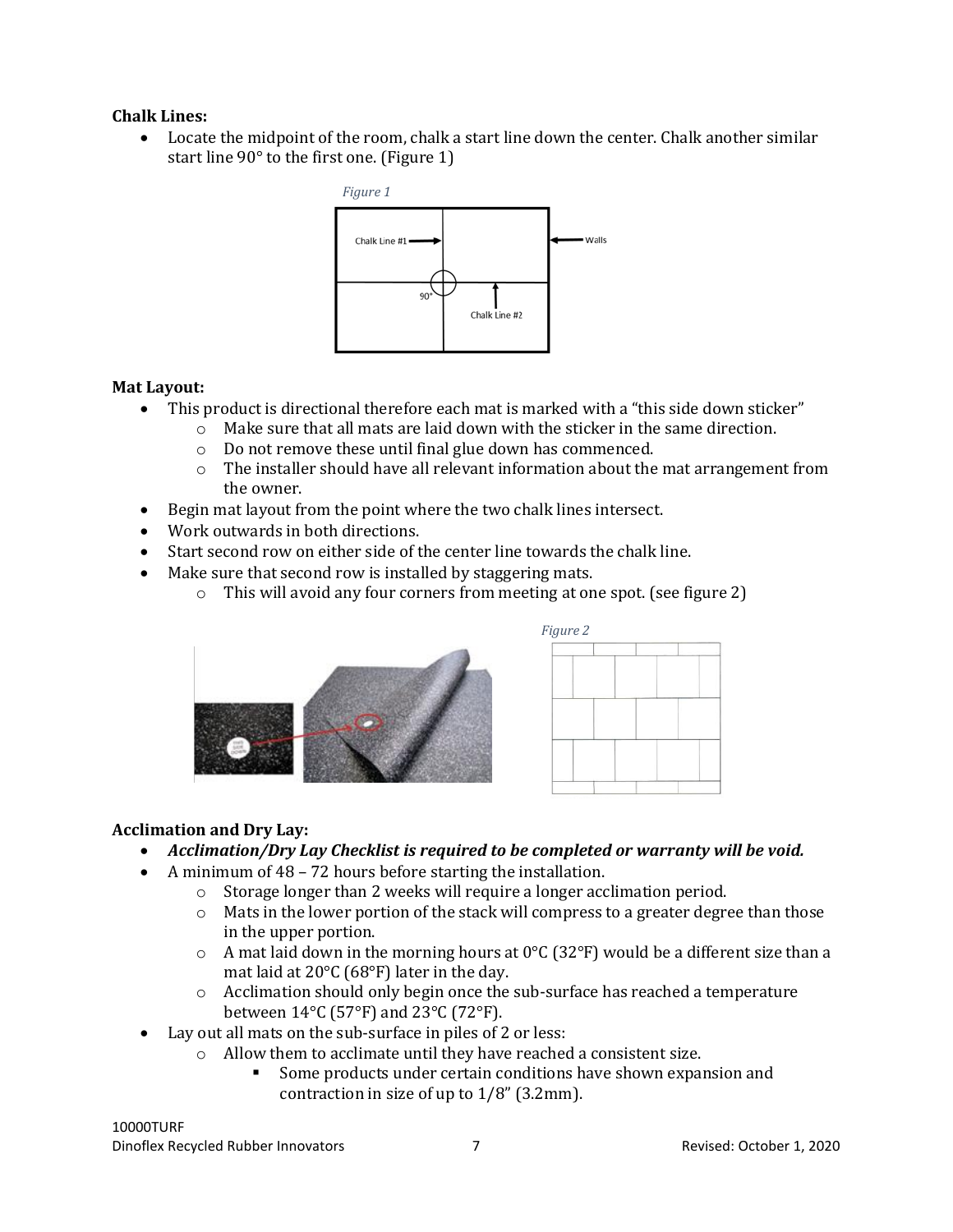**Chalk Lines:**

- Locate the midpoint of the room, chalk a start line down the center. Chalk another similar start line 90° to the first one. (Figure 1)

*Figure 1*

**Mat Layout:**

- This product is directional therefore each mat is marked with a "this side down sticker"
  - Make sure that all mats are laid down with the sticker in the same direction.
  - Do not remove these until final glue down has commenced.
  - The installer should have all relevant information about the mat arrangement from the owner.
- Begin mat layout from the point where the two chalk lines intersect.
- Work outwards in both directions.
- Start second row on either side of the center line towards the chalk line.
- Make sure that second row is installed by staggering mats.
  - This will avoid any four corners from meeting at one spot. (see figure 2)

*Figure 2*

**Acclimation and Dry Lay:**

- ***Acclimation/Dry Lay Checklist is required to be completed or warranty will be void.***
- A minimum of 48 – 72 hours before starting the installation.
  - Storage longer than 2 weeks will require a longer acclimation period.
  - Mats in the lower portion of the stack will compress to a greater degree than those in the upper portion.
  - A mat laid down in the morning hours at 0°C (32°F) would be a different size than a mat laid at 20°C (68°F) later in the day.
  - Acclimation should only begin once the sub-surface has reached a temperature between 14°C (57°F) and 23°C (72°F).
- Lay out all mats on the sub-surface in piles of 2 or less:
  - Allow them to acclimate until they have reached a consistent size.
    - Some products under certain conditions have shown expansion and contraction in size of up to 1/8" (3.2mm).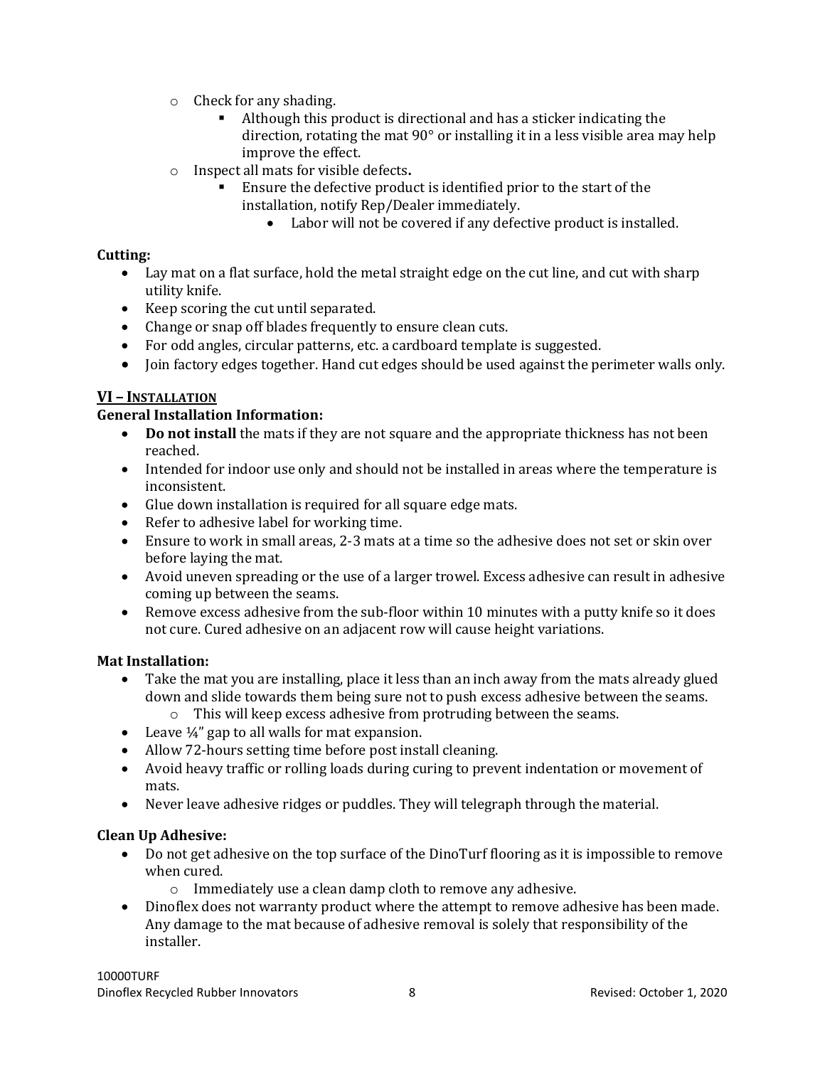- Check for any shading.
  - Although this product is directional and has a sticker indicating the direction, rotating the mat 90° or installing it in a less visible area may help improve the effect.
- Inspect all mats for visible defects**.**
  - Ensure the defective product is identified prior to the start of the installation, notify Rep/Dealer immediately.
    - Labor will not be covered if any defective product is installed.

**Cutting:**

- Lay mat on a flat surface, hold the metal straight edge on the cut line, and cut with sharp utility knife.
- Keep scoring the cut until separated.
- Change or snap off blades frequently to ensure clean cuts.
- For odd angles, circular patterns, etc. a cardboard template is suggested.
- Join factory edges together. Hand cut edges should be used against the perimeter walls only.

## VI – INSTALLATION

**General Installation Information:**

- **Do not install** the mats if they are not square and the appropriate thickness has not been reached.
- Intended for indoor use only and should not be installed in areas where the temperature is inconsistent.
- Glue down installation is required for all square edge mats.
- Refer to adhesive label for working time.
- Ensure to work in small areas, 2-3 mats at a time so the adhesive does not set or skin over before laying the mat.
- Avoid uneven spreading or the use of a larger trowel. Excess adhesive can result in adhesive coming up between the seams.
- Remove excess adhesive from the sub-floor within 10 minutes with a putty knife so it does not cure. Cured adhesive on an adjacent row will cause height variations.

**Mat Installation:**

- Take the mat you are installing, place it less than an inch away from the mats already glued down and slide towards them being sure not to push excess adhesive between the seams.
  - This will keep excess adhesive from protruding between the seams.
- Leave ¼" gap to all walls for mat expansion.
- Allow 72-hours setting time before post install cleaning.
- Avoid heavy traffic or rolling loads during curing to prevent indentation or movement of mats.
- Never leave adhesive ridges or puddles. They will telegraph through the material.

**Clean Up Adhesive:**

- Do not get adhesive on the top surface of the DinoTurf flooring as it is impossible to remove when cured.
  - Immediately use a clean damp cloth to remove any adhesive.
- Dinoflex does not warranty product where the attempt to remove adhesive has been made. Any damage to the mat because of adhesive removal is solely that responsibility of the installer.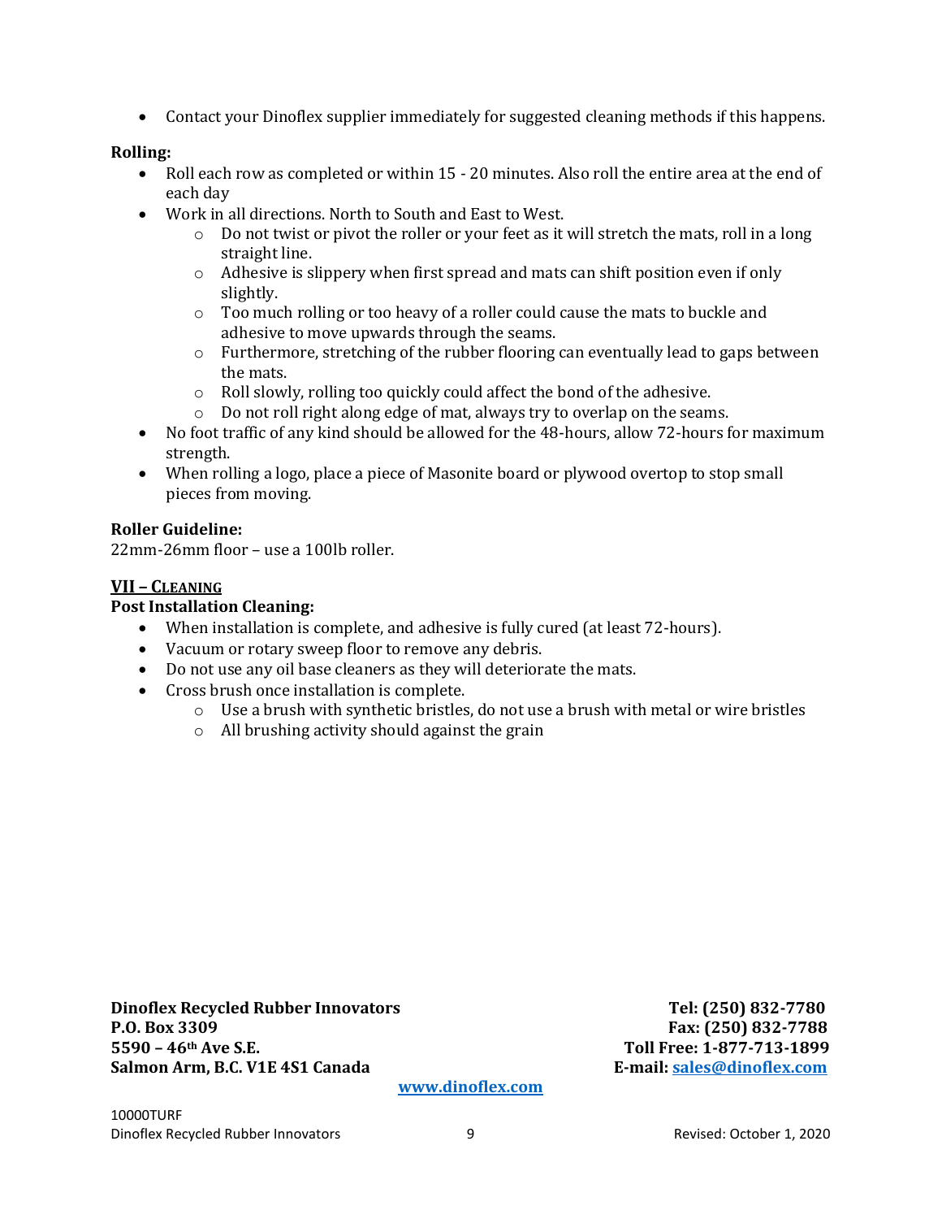- Contact your Dinoflex supplier immediately for suggested cleaning methods if this happens.

**Rolling:**

- Roll each row as completed or within 15 - 20 minutes. Also roll the entire area at the end of each day
- Work in all directions. North to South and East to West.
    - Do not twist or pivot the roller or your feet as it will stretch the mats, roll in a long straight line.
    - Adhesive is slippery when first spread and mats can shift position even if only slightly.
    - Too much rolling or too heavy of a roller could cause the mats to buckle and adhesive to move upwards through the seams.
    - Furthermore, stretching of the rubber flooring can eventually lead to gaps between the mats.
    - Roll slowly, rolling too quickly could affect the bond of the adhesive.
    - Do not roll right along edge of mat, always try to overlap on the seams.
- No foot traffic of any kind should be allowed for the 48-hours, allow 72-hours for maximum strength.
- When rolling a logo, place a piece of Masonite board or plywood overtop to stop small pieces from moving.

**Roller Guideline:**

22mm-26mm floor – use a 100lb roller.

## VII – CLEANING

**Post Installation Cleaning:**

- When installation is complete, and adhesive is fully cured (at least 72-hours).
- Vacuum or rotary sweep floor to remove any debris.
- Do not use any oil base cleaners as they will deteriorate the mats.
- Cross brush once installation is complete.
    - Use a brush with synthetic bristles, do not use a brush with metal or wire bristles
    - All brushing activity should against the grain

**Dinoflex Recycled Rubber Innovators**
**P.O. Box 3309**
**5590 – 46th Ave S.E.**
**Salmon Arm, B.C. V1E 4S1 Canada**

**Tel: (250) 832-7780**
**Fax: (250) 832-7788**
**Toll Free: 1-877-713-1899**
**E-mail: sales@dinoflex.com**

**www.dinoflex.com**

10000TURF